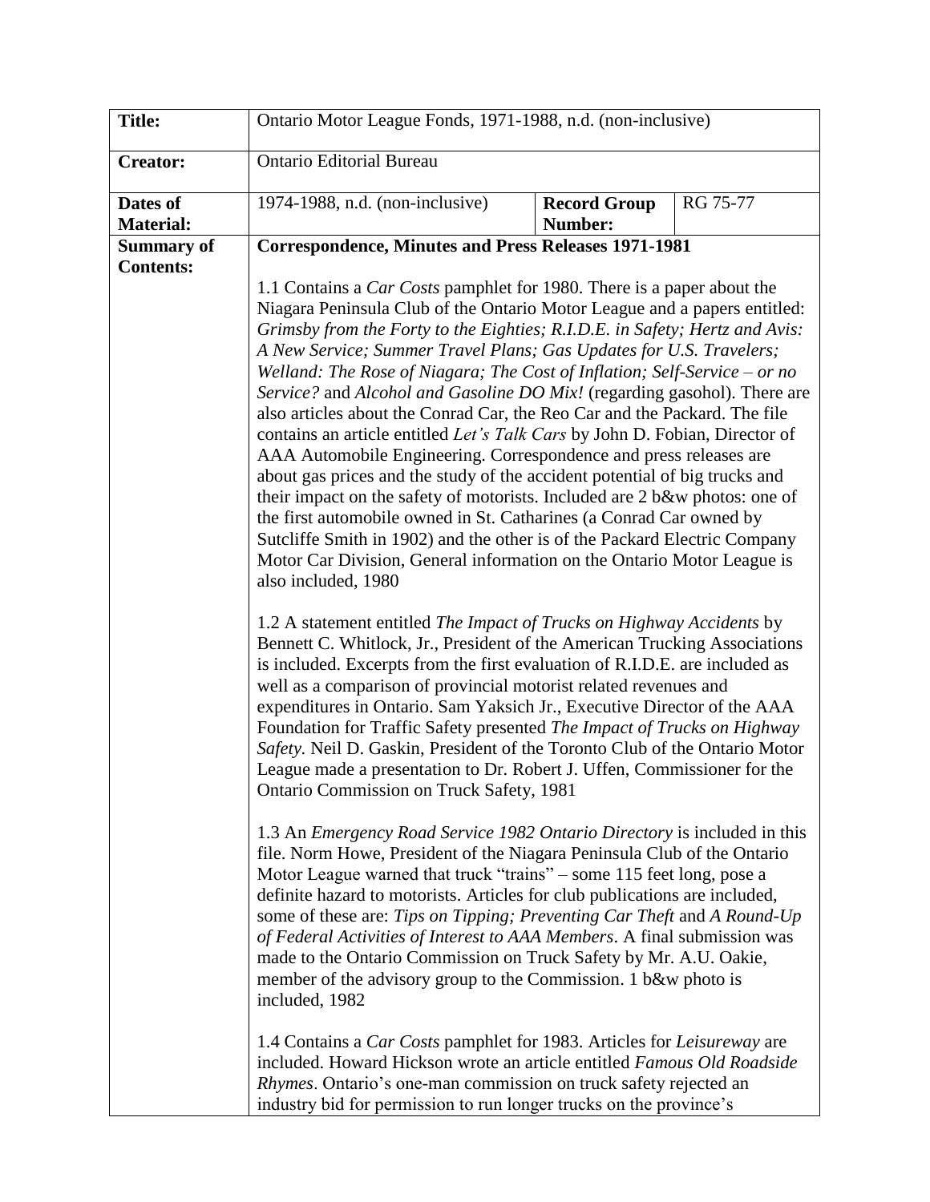| **Title:** | Ontario Motor League Fonds, 1971-1988, n.d. (non-inclusive) | | |
|---|---|---|---|
| **Creator:** | Ontario Editorial Bureau | | |
| **Dates of Material:** | 1974-1988, n.d. (non-inclusive) | **Record Group Number:** | RG 75-77 |
| **Summary of Contents:** | **Correspondence, Minutes and Press Releases 1971-1981**<br><br>1.1 Contains a *Car Costs* pamphlet for 1980. There is a paper about the Niagara Peninsula Club of the Ontario Motor League and a papers entitled: *Grimsby from the Forty to the Eighties; R.I.D.E. in Safety; Hertz and Avis: A New Service; Summer Travel Plans; Gas Updates for U.S. Travelers; Welland: The Rose of Niagara; The Cost of Inflation; Self-Service – or no Service?* and *Alcohol and Gasoline DO Mix!* (regarding gasohol). There are also articles about the Conrad Car, the Reo Car and the Packard. The file contains an article entitled *Let's Talk Cars* by John D. Fobian, Director of AAA Automobile Engineering. Correspondence and press releases are about gas prices and the study of the accident potential of big trucks and their impact on the safety of motorists. Included are 2 b&w photos: one of the first automobile owned in St. Catharines (a Conrad Car owned by Sutcliffe Smith in 1902) and the other is of the Packard Electric Company Motor Car Division, General information on the Ontario Motor League is also included, 1980<br><br>1.2 A statement entitled *The Impact of Trucks on Highway Accidents* by Bennett C. Whitlock, Jr., President of the American Trucking Associations is included. Excerpts from the first evaluation of R.I.D.E. are included as well as a comparison of provincial motorist related revenues and expenditures in Ontario. Sam Yaksich Jr., Executive Director of the AAA Foundation for Traffic Safety presented *The Impact of Trucks on Highway Safety.* Neil D. Gaskin, President of the Toronto Club of the Ontario Motor League made a presentation to Dr. Robert J. Uffen, Commissioner for the Ontario Commission on Truck Safety, 1981<br><br>1.3 An *Emergency Road Service 1982 Ontario Directory* is included in this file. Norm Howe, President of the Niagara Peninsula Club of the Ontario Motor League warned that truck "trains" – some 115 feet long, pose a definite hazard to motorists. Articles for club publications are included, some of these are: *Tips on Tipping; Preventing Car Theft* and *A Round-Up of Federal Activities of Interest to AAA Members*. A final submission was made to the Ontario Commission on Truck Safety by Mr. A.U. Oakie, member of the advisory group to the Commission. 1 b&w photo is included, 1982<br><br>1.4 Contains a *Car Costs* pamphlet for 1983. Articles for *Leisureway* are included. Howard Hickson wrote an article entitled *Famous Old Roadside Rhymes*. Ontario's one-man commission on truck safety rejected an industry bid for permission to run longer trucks on the province's | | |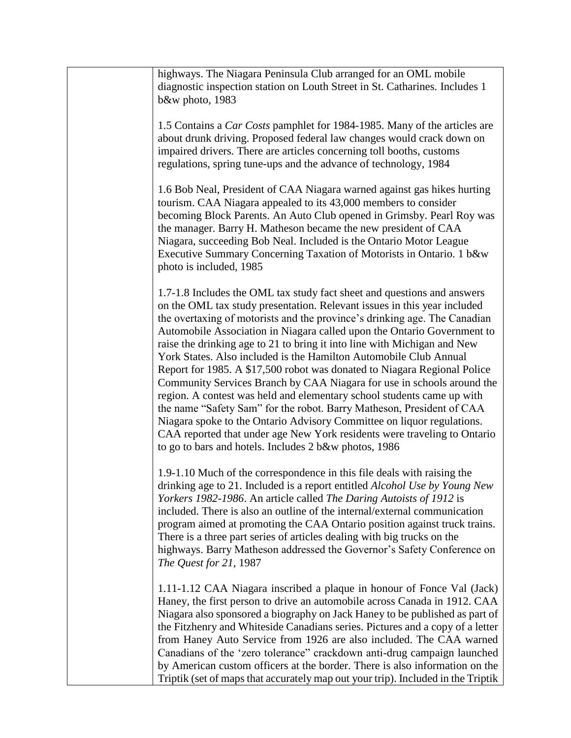| | |
|---|---|
| | highways. The Niagara Peninsula Club arranged for an OML mobile diagnostic inspection station on Louth Street in St. Catharines. Includes 1 b&w photo, 1983<br><br>1.5 Contains a *Car Costs* pamphlet for 1984-1985. Many of the articles are about drunk driving. Proposed federal law changes would crack down on impaired drivers. There are articles concerning toll booths, customs regulations, spring tune-ups and the advance of technology, 1984<br><br>1.6 Bob Neal, President of CAA Niagara warned against gas hikes hurting tourism. CAA Niagara appealed to its 43,000 members to consider becoming Block Parents. An Auto Club opened in Grimsby. Pearl Roy was the manager. Barry H. Matheson became the new president of CAA Niagara, succeeding Bob Neal. Included is the Ontario Motor League Executive Summary Concerning Taxation of Motorists in Ontario. 1 b&w photo is included, 1985<br><br>1.7-1.8 Includes the OML tax study fact sheet and questions and answers on the OML tax study presentation. Relevant issues in this year included the overtaxing of motorists and the province's drinking age. The Canadian Automobile Association in Niagara called upon the Ontario Government to raise the drinking age to 21 to bring it into line with Michigan and New York States. Also included is the Hamilton Automobile Club Annual Report for 1985. A $17,500 robot was donated to Niagara Regional Police Community Services Branch by CAA Niagara for use in schools around the region. A contest was held and elementary school students came up with the name "Safety Sam" for the robot. Barry Matheson, President of CAA Niagara spoke to the Ontario Advisory Committee on liquor regulations. CAA reported that under age New York residents were traveling to Ontario to go to bars and hotels. Includes 2 b&w photos, 1986<br><br>1.9-1.10 Much of the correspondence in this file deals with raising the drinking age to 21. Included is a report entitled *Alcohol Use by Young New Yorkers 1982-1986*. An article called *The Daring Autoists of 1912* is included. There is also an outline of the internal/external communication program aimed at promoting the CAA Ontario position against truck trains. There is a three part series of articles dealing with big trucks on the highways. Barry Matheson addressed the Governor's Safety Conference on *The Quest for 21*, 1987<br><br>1.11-1.12 CAA Niagara inscribed a plaque in honour of Fonce Val (Jack) Haney, the first person to drive an automobile across Canada in 1912. CAA Niagara also sponsored a biography on Jack Haney to be published as part of the Fitzhenry and Whiteside Canadians series. Pictures and a copy of a letter from Haney Auto Service from 1926 are also included. The CAA warned Canadians of the 'zero tolerance" crackdown anti-drug campaign launched by American custom officers at the border. There is also information on the Triptik (set of maps that accurately map out your trip). Included in the Triptik |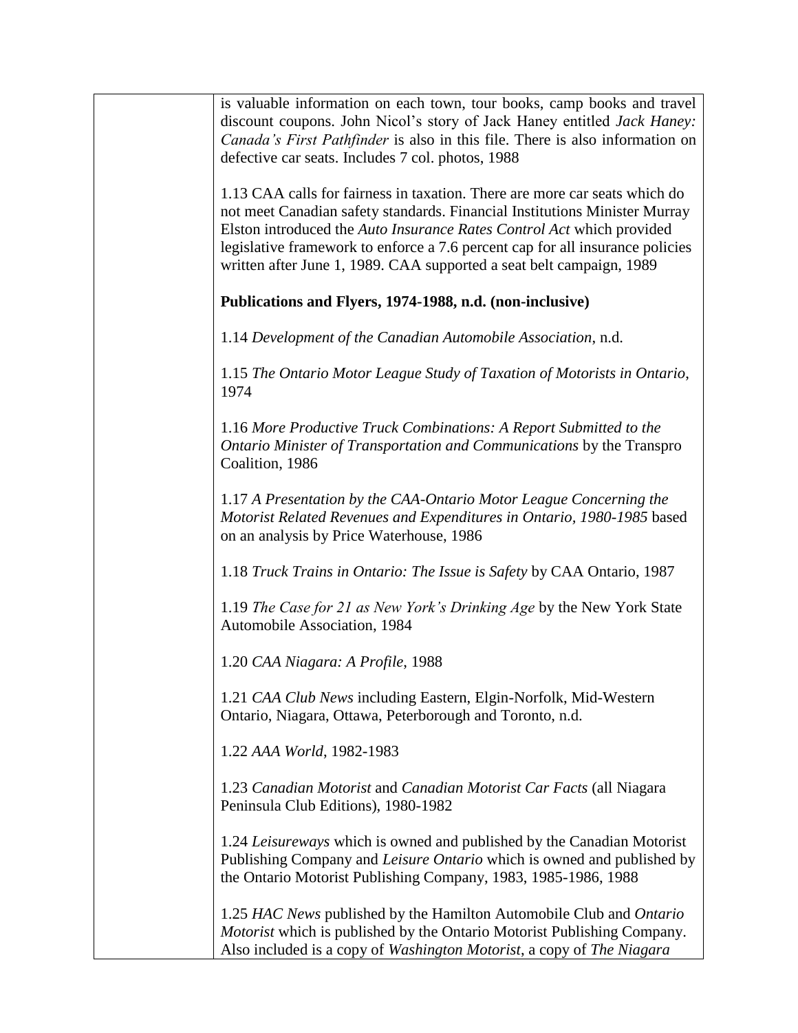is valuable information on each town, tour books, camp books and travel discount coupons. John Nicol's story of Jack Haney entitled *Jack Haney: Canada's First Pathfinder* is also in this file. There is also information on defective car seats. Includes 7 col. photos, 1988

1.13 CAA calls for fairness in taxation. There are more car seats which do not meet Canadian safety standards. Financial Institutions Minister Murray Elston introduced the *Auto Insurance Rates Control Act* which provided legislative framework to enforce a 7.6 percent cap for all insurance policies written after June 1, 1989. CAA supported a seat belt campaign, 1989

**Publications and Flyers, 1974-1988, n.d. (non-inclusive)**

1.14 *Development of the Canadian Automobile Association*, n.d.

1.15 *The Ontario Motor League Study of Taxation of Motorists in Ontario*, 1974

1.16 *More Productive Truck Combinations: A Report Submitted to the Ontario Minister of Transportation and Communications* by the Transpro Coalition, 1986

1.17 *A Presentation by the CAA-Ontario Motor League Concerning the Motorist Related Revenues and Expenditures in Ontario, 1980-1985* based on an analysis by Price Waterhouse, 1986

1.18 *Truck Trains in Ontario: The Issue is Safety* by CAA Ontario, 1987

1.19 *The Case for 21 as New York's Drinking Age* by the New York State Automobile Association, 1984

1.20 *CAA Niagara: A Profile*, 1988

1.21 *CAA Club News* including Eastern, Elgin-Norfolk, Mid-Western Ontario, Niagara, Ottawa, Peterborough and Toronto, n.d.

1.22 *AAA World*, 1982-1983

1.23 *Canadian Motorist* and *Canadian Motorist Car Facts* (all Niagara Peninsula Club Editions), 1980-1982

1.24 *Leisureways* which is owned and published by the Canadian Motorist Publishing Company and *Leisure Ontario* which is owned and published by the Ontario Motorist Publishing Company, 1983, 1985-1986, 1988

1.25 *HAC News* published by the Hamilton Automobile Club and *Ontario Motorist* which is published by the Ontario Motorist Publishing Company. Also included is a copy of *Washington Motorist*, a copy of *The Niagara*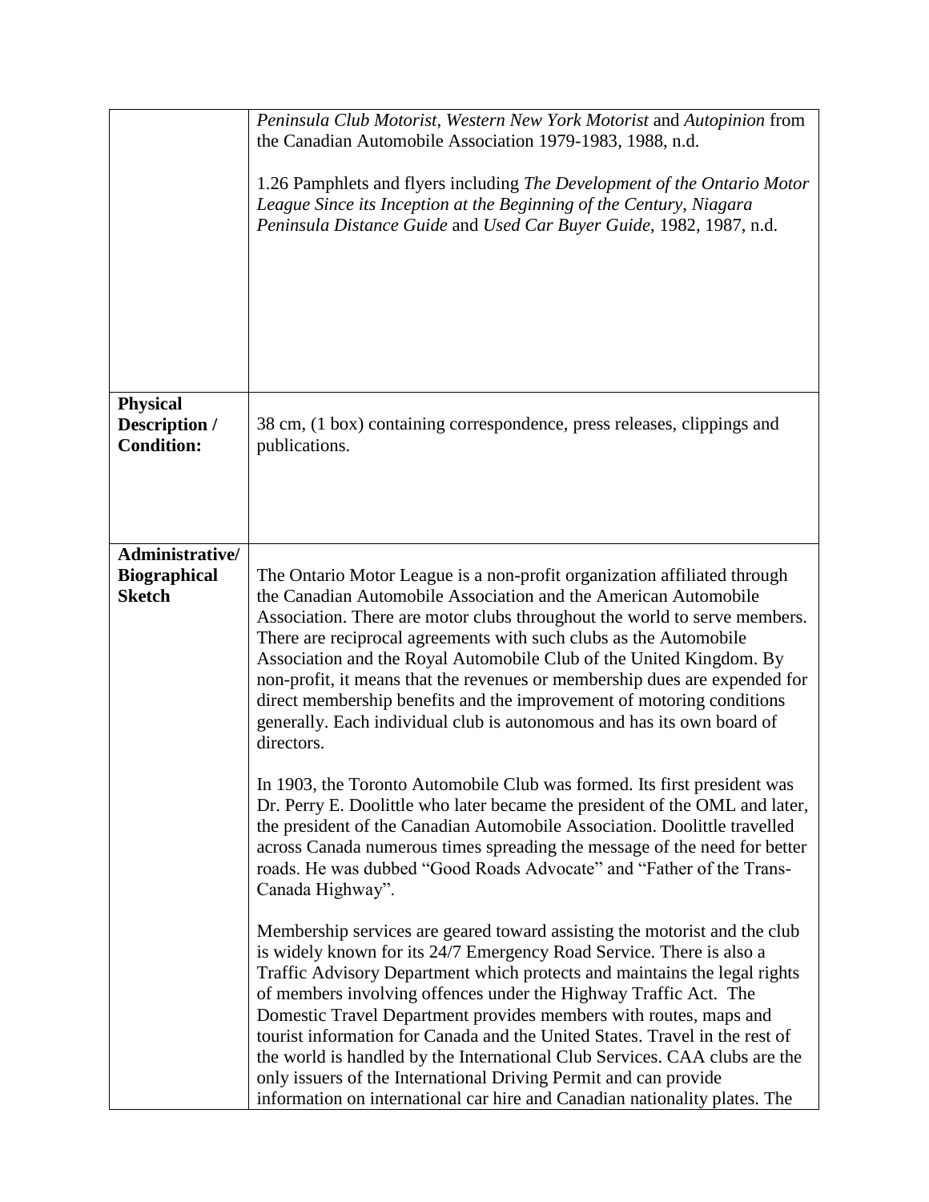| | |
|---|---|
| | *Peninsula Club Motorist*, *Western New York Motorist* and *Autopinion* from the Canadian Automobile Association 1979-1983, 1988, n.d.<br><br>1.26 Pamphlets and flyers including *The Development of the Ontario Motor League Since its Inception at the Beginning of the Century*, *Niagara Peninsula Distance Guide* and *Used Car Buyer Guide*, 1982, 1987, n.d. |
| **Physical Description / Condition:** | 38 cm, (1 box) containing correspondence, press releases, clippings and publications. |
| **Administrative/ Biographical Sketch** | The Ontario Motor League is a non-profit organization affiliated through the Canadian Automobile Association and the American Automobile Association. There are motor clubs throughout the world to serve members. There are reciprocal agreements with such clubs as the Automobile Association and the Royal Automobile Club of the United Kingdom. By non-profit, it means that the revenues or membership dues are expended for direct membership benefits and the improvement of motoring conditions generally. Each individual club is autonomous and has its own board of directors.<br><br>In 1903, the Toronto Automobile Club was formed. Its first president was Dr. Perry E. Doolittle who later became the president of the OML and later, the president of the Canadian Automobile Association. Doolittle travelled across Canada numerous times spreading the message of the need for better roads. He was dubbed "Good Roads Advocate" and "Father of the Trans-Canada Highway".<br><br>Membership services are geared toward assisting the motorist and the club is widely known for its 24/7 Emergency Road Service. There is also a Traffic Advisory Department which protects and maintains the legal rights of members involving offences under the Highway Traffic Act. The Domestic Travel Department provides members with routes, maps and tourist information for Canada and the United States. Travel in the rest of the world is handled by the International Club Services. CAA clubs are the only issuers of the International Driving Permit and can provide information on international car hire and Canadian nationality plates. The |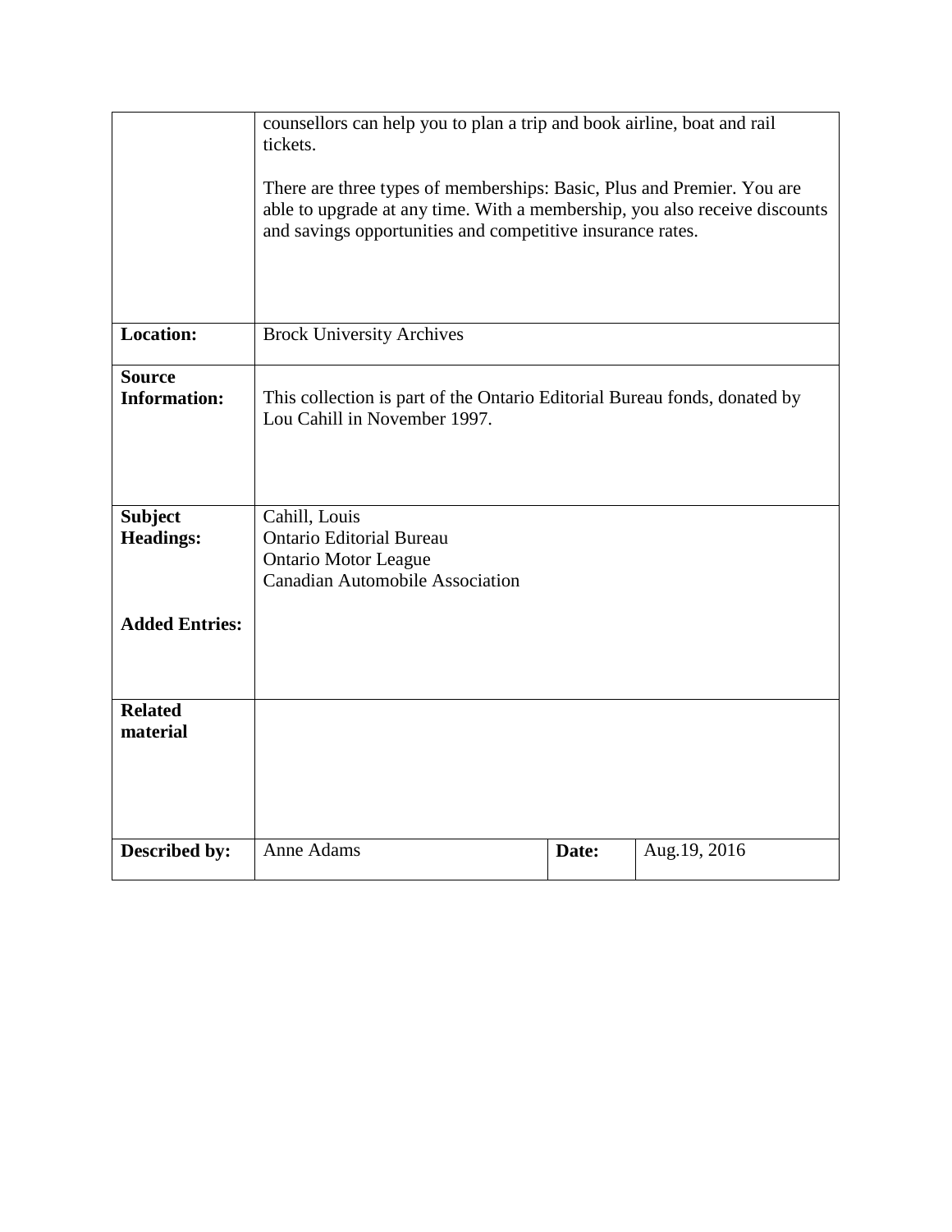| | | | |
|---|---|---|---|
| | counsellors can help you to plan a trip and book airline, boat and rail tickets.<br><br>There are three types of memberships: Basic, Plus and Premier. You are able to upgrade at any time. With a membership, you also receive discounts and savings opportunities and competitive insurance rates. | | |
| **Location:** | Brock University Archives | | |
| **Source Information:** | This collection is part of the Ontario Editorial Bureau fonds, donated by Lou Cahill in November 1997. | | |
| **Subject Headings:**<br><br>**Added Entries:** | Cahill, Louis<br>Ontario Editorial Bureau<br>Ontario Motor League<br>Canadian Automobile Association | | |
| **Related material** | | | |
| **Described by:** | Anne Adams | **Date:** | Aug.19, 2016 |